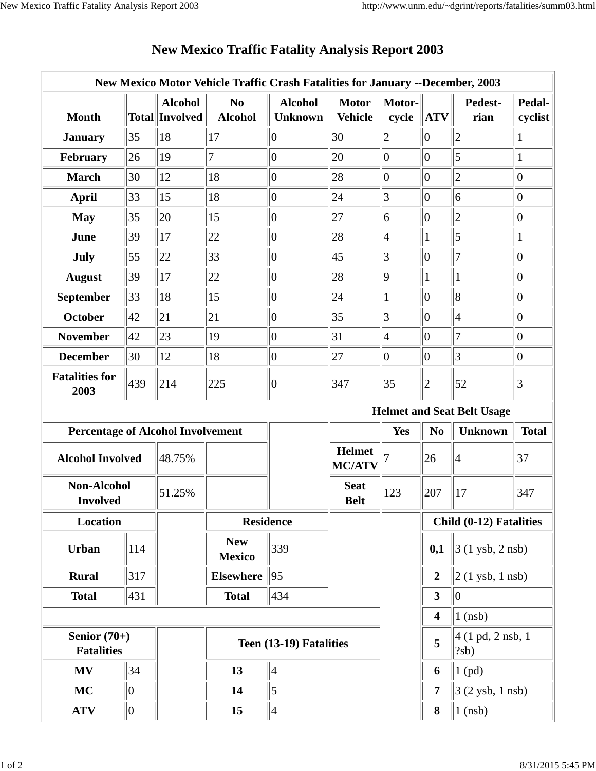# New Mexico Traffic Fatality Analysis Report 2003

| New Mexico Motor Vehicle Traffic Crash Fatalities for January --December, 2003 | | | | | | | | | |
|---|---|---|---|---|---|---|---|---|---|
| **Month** | **Total** | **Alcohol Involved** | **No Alcohol** | **Alcohol Unknown** | **Motor Vehicle** | **Motor-cycle** | **ATV** | **Pedest-rian** | **Pedal-cyclist** |
| **January** | 35 | 18 | 17 | 0 | 30 | 2 | 0 | 2 | 1 |
| **February** | 26 | 19 | 7 | 0 | 20 | 0 | 0 | 5 | 1 |
| **March** | 30 | 12 | 18 | 0 | 28 | 0 | 0 | 2 | 0 |
| **April** | 33 | 15 | 18 | 0 | 24 | 3 | 0 | 6 | 0 |
| **May** | 35 | 20 | 15 | 0 | 27 | 6 | 0 | 2 | 0 |
| **June** | 39 | 17 | 22 | 0 | 28 | 4 | 1 | 5 | 1 |
| **July** | 55 | 22 | 33 | 0 | 45 | 3 | 0 | 7 | 0 |
| **August** | 39 | 17 | 22 | 0 | 28 | 9 | 1 | 1 | 0 |
| **September** | 33 | 18 | 15 | 0 | 24 | 1 | 0 | 8 | 0 |
| **October** | 42 | 21 | 21 | 0 | 35 | 3 | 0 | 4 | 0 |
| **November** | 42 | 23 | 19 | 0 | 31 | 4 | 0 | 7 | 0 |
| **December** | 30 | 12 | 18 | 0 | 27 | 0 | 0 | 3 | 0 |
| **Fatalities for 2003** | 439 | 214 | 225 | 0 | 347 | 35 | 2 | 52 | 3 |

| Percentage of Alcohol Involvement | |
|---|---|
| **Alcohol Involved** | 48.75% |
| **Non-Alcohol Involved** | 51.25% |

| Helmet and Seat Belt Usage | **Yes** | **No** | **Unknown** | **Total** |
|---|---|---|---|---|
| **Helmet MC/ATV** | 7 | 26 | 4 | 37 |
| **Seat Belt** | 123 | 207 | 17 | 347 |

| Location | |
|---|---|
| **Urban** | 114 |
| **Rural** | 317 |
| **Total** | 431 |

| Residence | |
|---|---|
| **New Mexico** | 339 |
| **Elsewhere** | 95 |
| **Total** | 434 |

| Child (0-12) Fatalities | |
|---|---|
| **0,1** | 3 (1 ysb, 2 nsb) |
| **2** | 2 (1 ysb, 1 nsb) |
| **3** | 0 |
| **4** | 1 (nsb) |
| **5** | 4 (1 pd, 2 nsb, 1 ?sb) |
| **6** | 1 (pd) |
| **7** | 3 (2 ysb, 1 nsb) |
| **8** | 1 (nsb) |

| Senior (70+) Fatalities | |
|---|---|
| **MV** | 34 |
| **MC** | 0 |
| **ATV** | 0 |

| Teen (13-19) Fatalities | |
|---|---|
| **13** | 4 |
| **14** | 5 |
| **15** | 4 |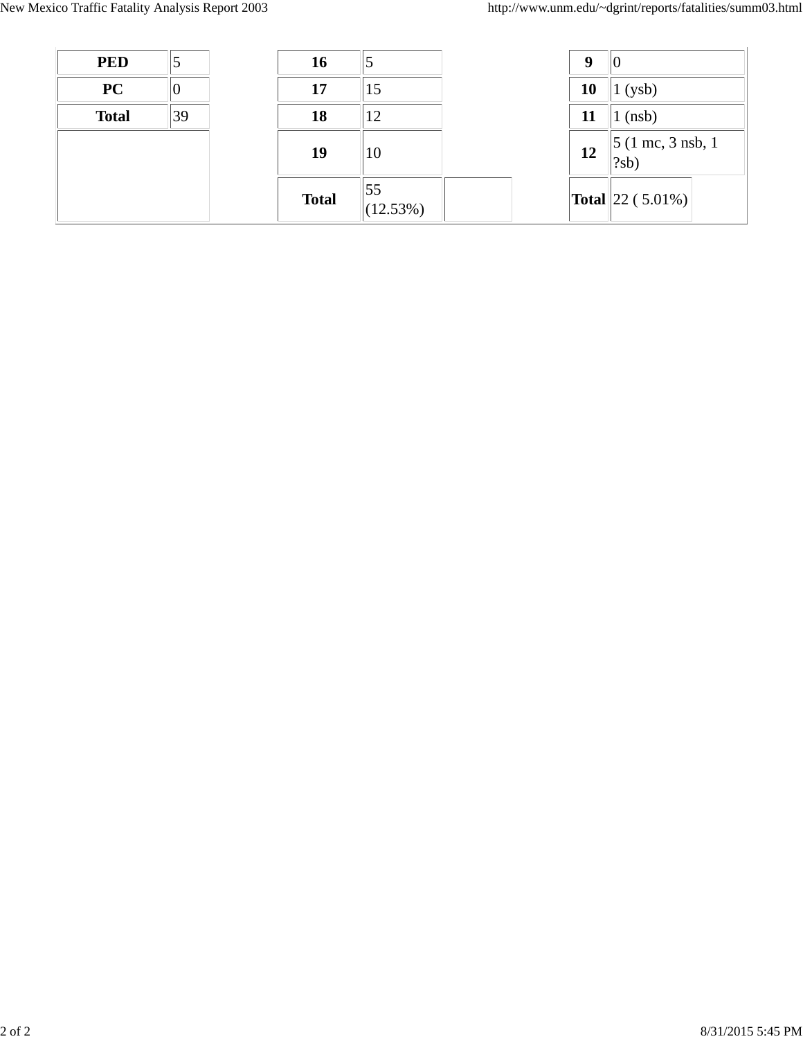| | |
|---|---|
| **PED** | 5 |
| **PC** | 0 |
| **Total** | 39 |

| | | |
|---|---|---|
| **16** | 5 | |
| **17** | 15 | |
| **18** | 12 | |
| **19** | 10 | |
| **Total** | 55 (12.53%) | |

| | |
|---|---|
| **9** | 0 |
| **10** | 1 (ysb) |
| **11** | 1 (nsb) |
| **12** | 5 (1 mc, 3 nsb, 1 ?sb) |
| **Total** | 22 ( 5.01%) |